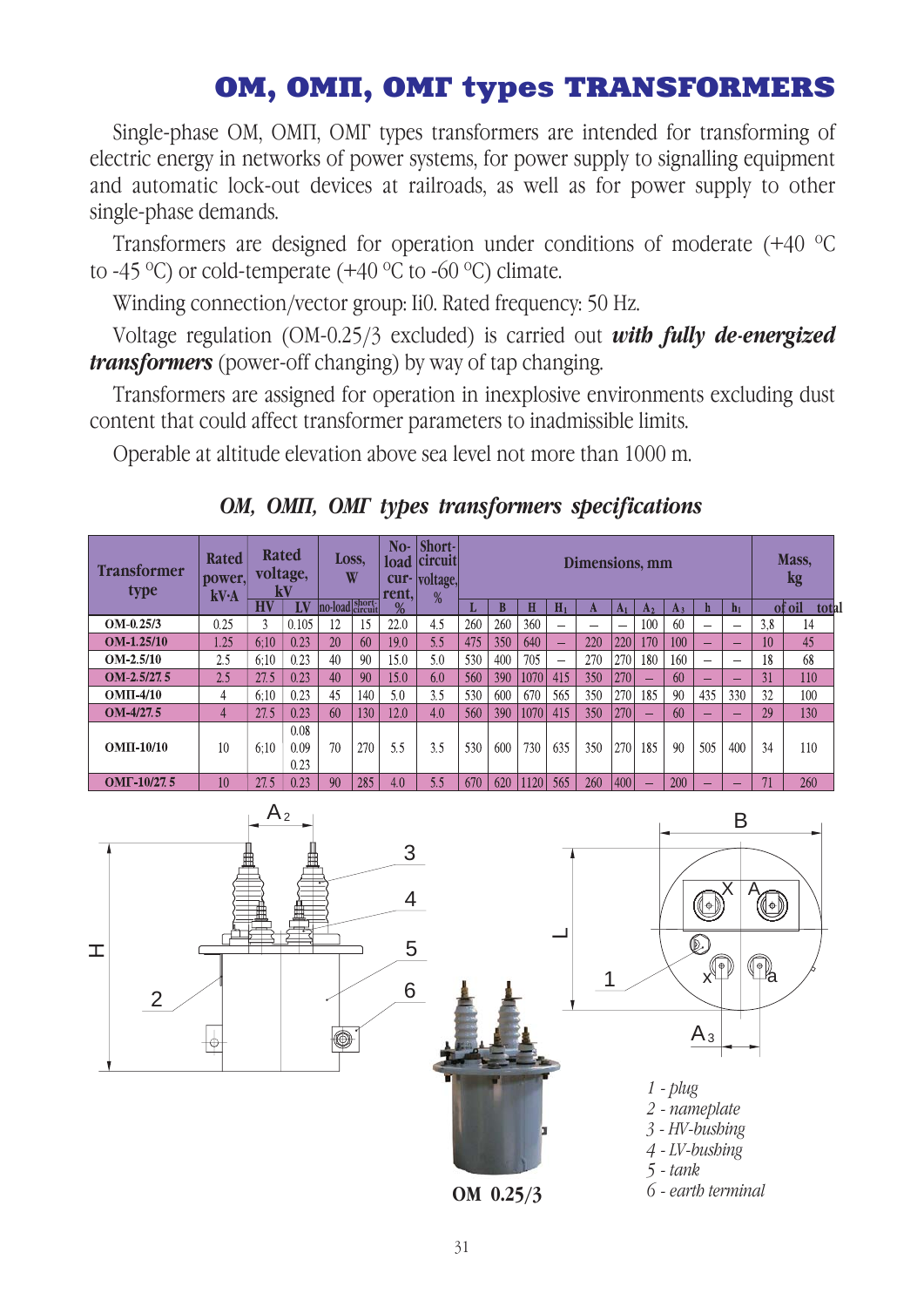# OM, OMП, OMГ types TRANSFORMERS

Single-phase OM, OMП, OMГ types transformers are intended for transforming of electric energy in networks of power systems, for power supply to signalling equipment and automatic lock-out devices at railroads, as well as for power supply to other single-phase demands.

Transformers are designed for operation under conditions of moderate (+40 °C to -45 °C) or cold-temperate (+40 °C to -60 °C) climate.

Winding connection/vector group: Ii0. Rated frequency: 50 Hz.

Voltage regulation (OM-0.25/3 excluded) is carried out ***with fully de-energized transformers*** (power-off changing) by way of tap changing.

Transformers are assigned for operation in inexplosive environments excluding dust content that could affect transformer parameters to inadmissible limits.

Operable at altitude elevation above sea level not more than 1000 m.

## *OM, OMП, OMГ types transformers specifications*

| Transformer type | Rated power, kV·A | Rated voltage, kV | | Loss, W | | No-load current, % | Short-circuit voltage, % | Dimensions, mm | | | | | | | | | | Mass, kg | |
|---|---|---|---|---|---|---|---|---|---|---|---|---|---|---|---|---|---|---|---|
| | | HV | LV | no-load | short-circuit | | | L | B | H | $H_1$ | A | $A_1$ | $A_2$ | $A_3$ | h | $h_1$ | of oil | total |
| **OM-0.25/3** | 0.25 | 3 | 0.105 | 12 | 15 | 22.0 | 4.5 | 260 | 260 | 360 | – | – | – | 100 | 60 | – | – | 3,8 | 14 |
| **OM-1.25/10** | 1.25 | 6;10 | 0.23 | 20 | 60 | 19.0 | 5.5 | 475 | 350 | 640 | – | 220 | 220 | 170 | 100 | – | – | 10 | 45 |
| **OM-2.5/10** | 2.5 | 6;10 | 0.23 | 40 | 90 | 15.0 | 5.0 | 530 | 400 | 705 | – | 270 | 270 | 180 | 160 | – | – | 18 | 68 |
| **OM-2.5/27.5** | 2.5 | 27.5 | 0.23 | 40 | 90 | 15.0 | 6.0 | 560 | 390 | 1070 | 415 | 350 | 270 | – | 60 | – | – | 31 | 110 |
| **OMП-4/10** | 4 | 6;10 | 0.23 | 45 | 140 | 5.0 | 3.5 | 530 | 600 | 670 | 565 | 350 | 270 | 185 | 90 | 435 | 330 | 32 | 100 |
| **OM-4/27.5** | 4 | 27.5 | 0.23 | 60 | 130 | 12.0 | 4.0 | 560 | 390 | 1070 | 415 | 350 | 270 | – | 60 | – | – | 29 | 130 |
| **OMП-10/10** | 10 | 6;10 | 0.08<br>0.09<br>0.23 | 70 | 270 | 5.5 | 3.5 | 530 | 600 | 730 | 635 | 350 | 270 | 185 | 90 | 505 | 400 | 34 | 110 |
| **OMГ-10/27.5** | 10 | 27.5 | 0.23 | 90 | 285 | 4.0 | 5.5 | 670 | 620 | 1120 | 565 | 260 | 400 | – | 200 | – | – | 71 | 260 |

**OM 0.25/3**

*1 - plug*
*2 - nameplate*
*3 - HV-bushing*
*4 - LV-bushing*
*5 - tank*
*6 - earth terminal*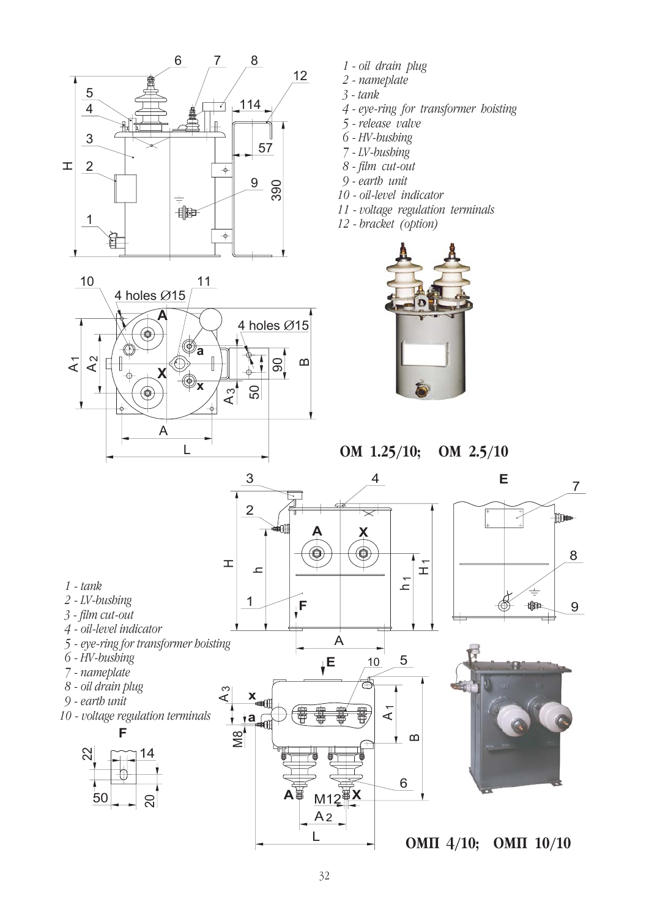1 - oil drain plug
2 - nameplate
3 - tank
4 - eye-ring for transformer hoisting
5 - release valve
6 - HV-bushing
7 - LV-bushing
8 - film cut-out
9 - earth unit
10 - oil-level indicator
11 - voltage regulation terminals
12 - bracket (option)

**ОМ 1.25/10; ОМ 2.5/10**

1 - tank
2 - LV-bushing
3 - film cut-out
4 - oil-level indicator
5 - eye-ring for transformer hoisting
6 - HV-bushing
7 - nameplate
8 - oil drain plug
9 - earth unit
10 - voltage regulation terminals

**ОМП 4/10; ОМП 10/10**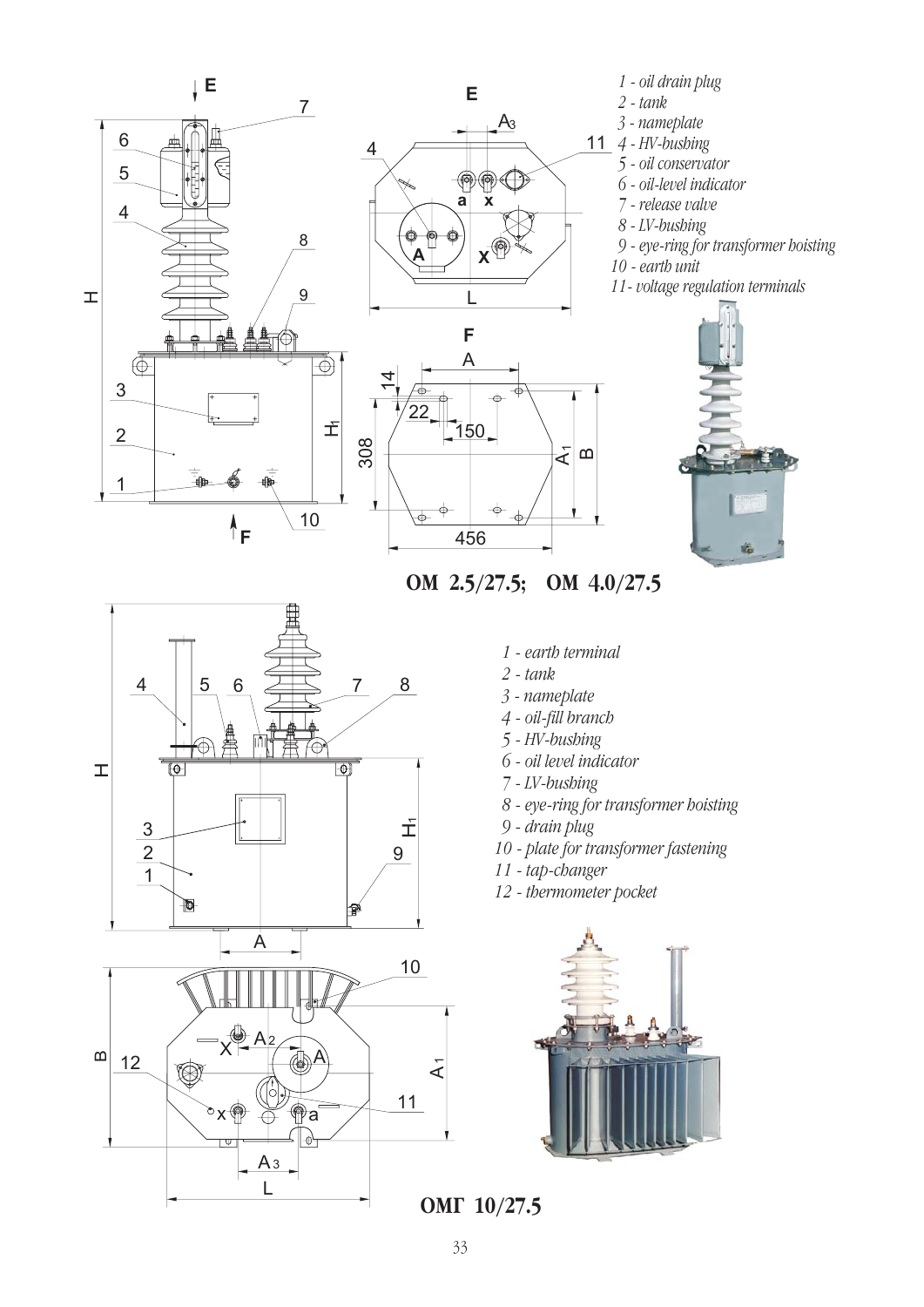1 - oil drain plug
2 - tank
3 - nameplate
4 - HV-bushing
5 - oil conservator
6 - oil-level indicator
7 - release valve
8 - LV-bushing
9 - eye-ring for transformer hoisting
10 - earth unit
11 - voltage regulation terminals

E

F

H

$H_1$

$A_3$

a x

A X

L

A

14

22

150

308

$A_1$

B

456

**ОМ 2.5/27.5; ОМ 4.0/27.5**

1 - earth terminal
2 - tank
3 - nameplate
4 - oil-fill branch
5 - HV-bushing
6 - oil level indicator
7 - LV-bushing
8 - eye-ring for transformer hoisting
9 - drain plug
10 - plate for transformer fastening
11 - tap-changer
12 - thermometer pocket

H

$H_1$

A

B

$A_1$

$A_2$

$A_3$

X A

x a

L

**ОМГ 10/27.5**